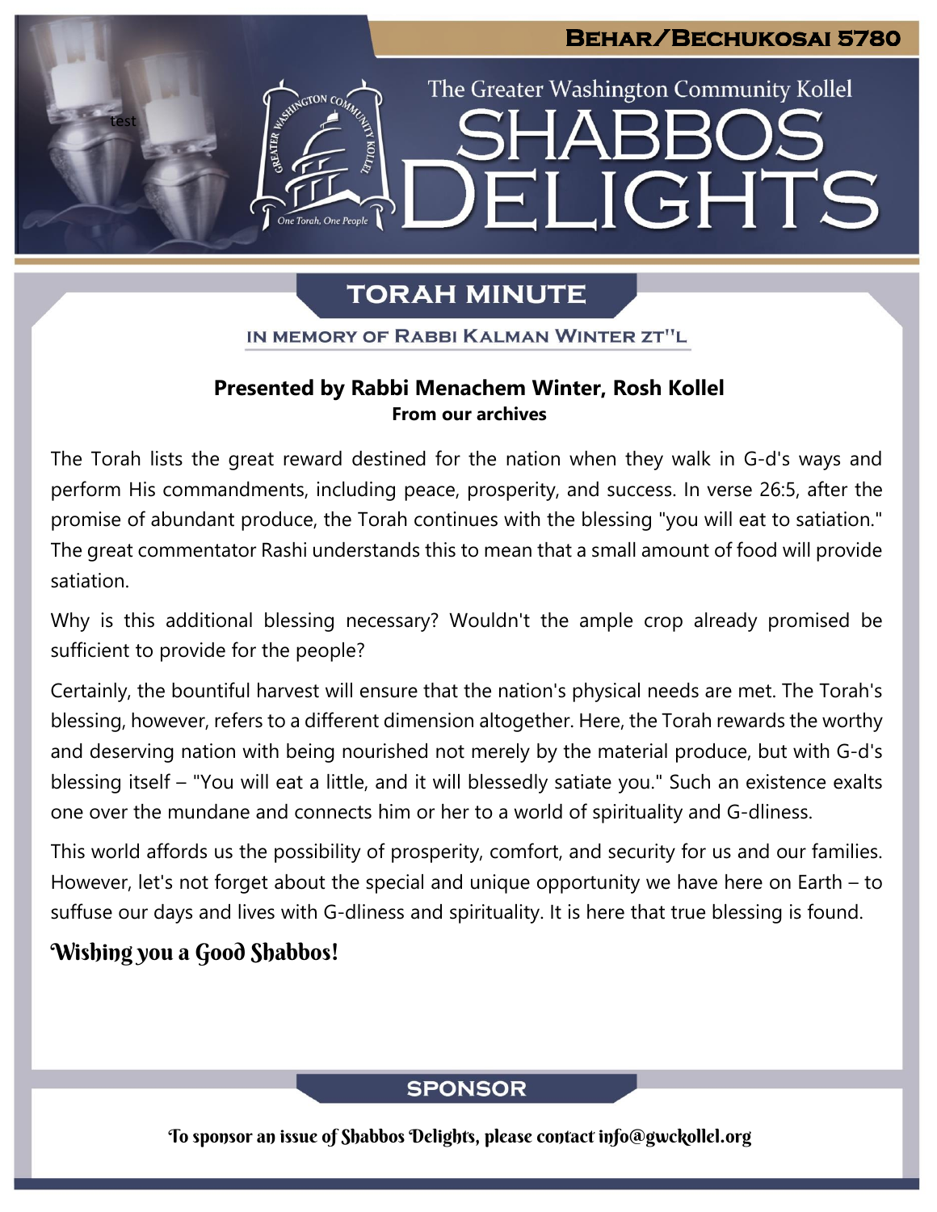# Behar/Bechukosai 5780

The Greater Washington Community Kollel

# Shabbos Delights

## Torah Minute

IN MEMORY OF RABBI KALMAN WINTER ZT"L

**Presented by Rabbi Menachem Winter, Rosh Kollel**
**From our archives**

The Torah lists the great reward destined for the nation when they walk in G-d's ways and perform His commandments, including peace, prosperity, and success. In verse 26:5, after the promise of abundant produce, the Torah continues with the blessing "you will eat to satiation." The great commentator Rashi understands this to mean that a small amount of food will provide satiation.

Why is this additional blessing necessary? Wouldn't the ample crop already promised be sufficient to provide for the people?

Certainly, the bountiful harvest will ensure that the nation's physical needs are met. The Torah's blessing, however, refers to a different dimension altogether. Here, the Torah rewards the worthy and deserving nation with being nourished not merely by the material produce, but with G-d's blessing itself – "You will eat a little, and it will blessedly satiate you." Such an existence exalts one over the mundane and connects him or her to a world of spirituality and G-dliness.

This world affords us the possibility of prosperity, comfort, and security for us and our families. However, let's not forget about the special and unique opportunity we have here on Earth – to suffuse our days and lives with G-dliness and spirituality. It is here that true blessing is found.

*Wishing you a Good Shabbos!*

## Sponsor

To sponsor an issue of Shabbos Delights, please contact info@gwckollel.org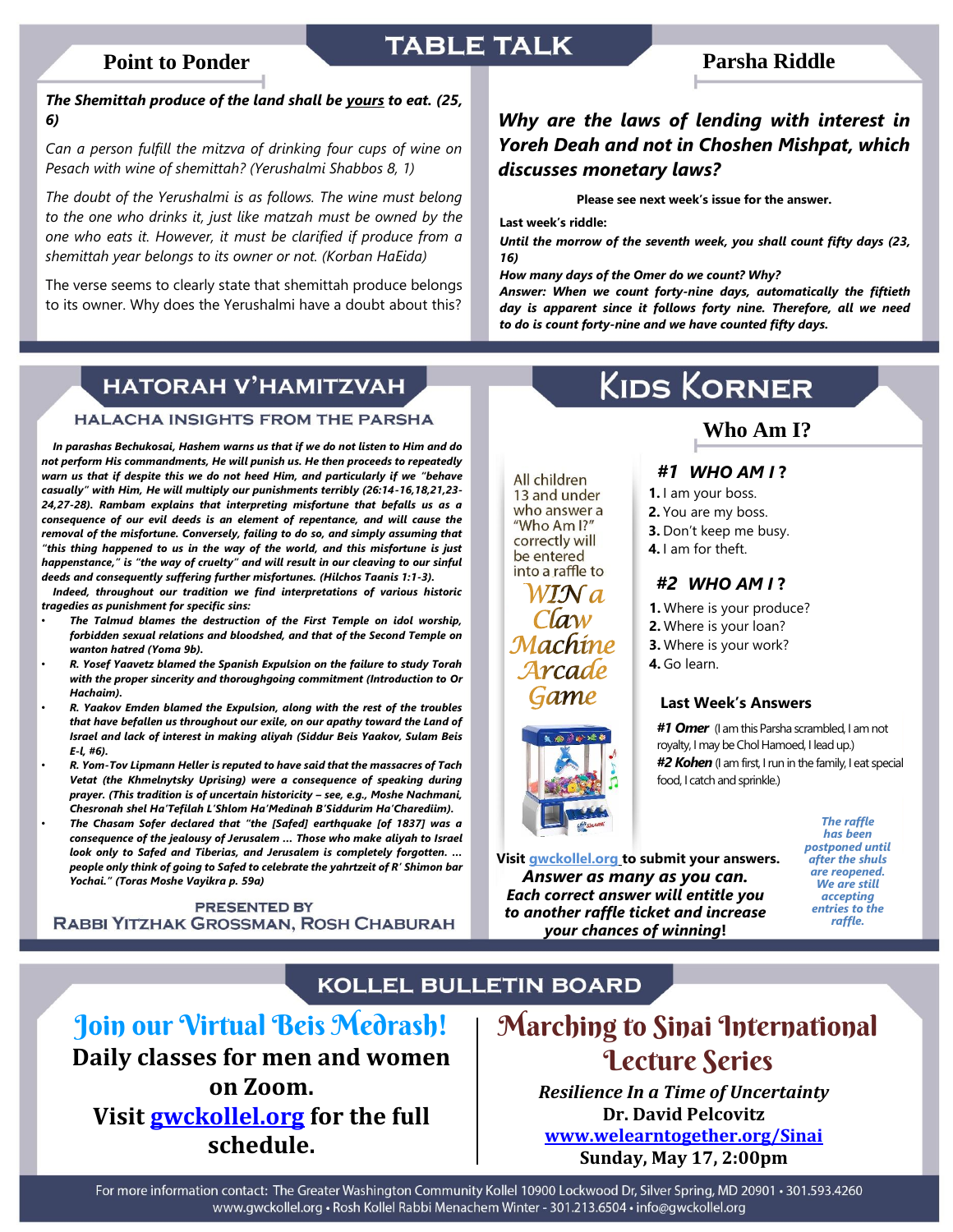# TABLE TALK

## Point to Ponder

***The Shemittah produce of the land shall be <u>yours</u> to eat. (25, 6)***

*Can a person fulfill the mitzva of drinking four cups of wine on Pesach with wine of shemittah? (Yerushalmi Shabbos 8, 1)*

*The doubt of the Yerushalmi is as follows. The wine must belong to the one who drinks it, just like matzah must be owned by the one who eats it. However, it must be clarified if produce from a shemittah year belongs to its owner or not. (Korban HaEida)*

The verse seems to clearly state that shemittah produce belongs to its owner. Why does the Yerushalmi have a doubt about this?

## Parsha Riddle

***Why are the laws of lending with interest in Yoreh Deah and not in Choshen Mishpat, which discusses monetary laws?***

**Please see next week's issue for the answer.**

**Last week's riddle:**

***Until the morrow of the seventh week, you shall count fifty days (23, 16)***

***How many days of the Omer do we count? Why?***

***Answer: When we count forty-nine days, automatically the fiftieth day is apparent since it follows forty nine. Therefore, all we need to do is count forty-nine and we have counted fifty days.***

# HATORAH V'HAMITZVAH

## HALACHA INSIGHTS FROM THE PARSHA

***In parashas Bechukosai, Hashem warns us that if we do not listen to Him and do not perform His commandments, He will punish us. He then proceeds to repeatedly warn us that if despite this we do not heed Him, and particularly if we "behave casually" with Him, He will multiply our punishments terribly (26:14-16,18,21,23-24,27-28). Rambam explains that interpreting misfortune that befalls us as a consequence of our evil deeds is an element of repentance, and will cause the removal of the misfortune. Conversely, failing to do so, and simply assuming that "this thing happened to us in the way of the world, and this misfortune is just happenstance," is "the way of cruelty" and will result in our cleaving to our sinful deeds and consequently suffering further misfortunes. (Hilchos Taanis 1:1-3).***

***Indeed, throughout our tradition we find interpretations of various historic tragedies as punishment for specific sins:***

- ***The Talmud blames the destruction of the First Temple on idol worship, forbidden sexual relations and bloodshed, and that of the Second Temple on wanton hatred (Yoma 9b).***
- ***R. Yosef Yaavetz blamed the Spanish Expulsion on the failure to study Torah with the proper sincerity and thoroughgoing commitment (Introduction to Or Hachaim).***
- ***R. Yaakov Emden blamed the Expulsion, along with the rest of the troubles that have befallen us throughout our exile, on our apathy toward the Land of Israel and lack of interest in making aliyah (Siddur Beis Yaakov, Sulam Beis E-l, #6).***
- ***R. Yom-Tov Lipmann Heller is reputed to have said that the massacres of Tach Vetat (the Khmelnytsky Uprising) were a consequence of speaking during prayer. (This tradition is of uncertain historicity – see, e.g., Moshe Nachmani, Chesronah shel Ha'Tefilah L'Shlom Ha'Medinah B'Siddurim Ha'Charediim).***
- ***The Chasam Sofer declared that "the [Safed] earthquake [of 1837] was a consequence of the jealousy of Jerusalem … Those who make aliyah to Israel look only to Safed and Tiberias, and Jerusalem is completely forgotten. … people only think of going to Safed to celebrate the yahrtzeit of R' Shimon bar Yochai." (Toras Moshe Vayikra p. 59a)***

PRESENTED BY
RABBI YITZHAK GROSSMAN, ROSH CHABURAH

# KIDS KORNER

## Who Am I?

All children 13 and under who answer a "Who Am I?" correctly will be entered into a raffle to *WIN a Claw Machine Arcade Game*

### *#1 WHO AM I?*

**1.** I am your boss.
**2.** You are my boss.
**3.** Don't keep me busy.
**4.** I am for theft.

### *#2 WHO AM I?*

**1.** Where is your produce?
**2.** Where is your loan?
**3.** Where is your work?
**4.** Go learn.

### Last Week's Answers

***#1 Omer*** (I am this Parsha scrambled, I am not royalty, I may be Chol Hamoed, I lead up.)

***#2 Kohen*** (I am first, I run in the family, I eat special food, I catch and sprinkle.)

**Visit gwckollel.org to submit your answers.**
***Answer as many as you can. Each correct answer will entitle you to another raffle ticket and increase your chances of winning!***

*The raffle has been postponed until after the shuls are reopened. We are still accepting entries to the raffle.*

# KOLLEL BULLETIN BOARD

## Join our Virtual Beis Medrash!

**Daily classes for men and women on Zoom.**
**Visit gwckollel.org for the full schedule.**

## Marching to Sinai International Lecture Series

***Resilience In a Time of Uncertainty***
**Dr. David Pelcovitz**
**www.welearntogether.org/Sinai**
**Sunday, May 17, 2:00pm**

For more information contact: The Greater Washington Community Kollel 10900 Lockwood Dr, Silver Spring, MD 20901 • 301.593.4260
www.gwckollel.org • Rosh Kollel Rabbi Menachem Winter - 301.213.6504 • info@gwckollel.org